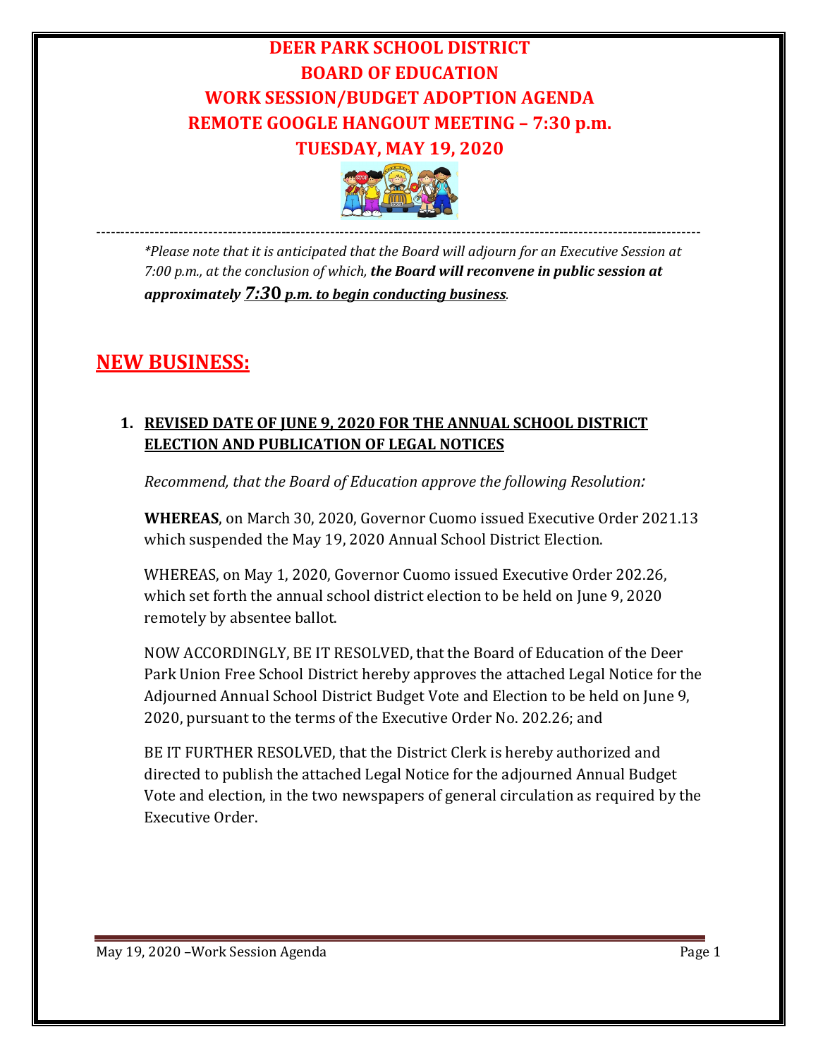# DEER PARK SCHOOL DISTRICT
# BOARD OF EDUCATION
# WORK SESSION/BUDGET ADOPTION AGENDA
# REMOTE GOOGLE HANGOUT MEETING – 7:30 p.m.
# TUESDAY, MAY 19, 2020

---

*\*Please note that it is anticipated that the Board will adjourn for an Executive Session at 7:00 p.m., at the conclusion of which, **the Board will reconvene in public session at approximately 7:30 p.m. to begin conducting business**.*

## NEW BUSINESS:

### 1. REVISED DATE OF JUNE 9, 2020 FOR THE ANNUAL SCHOOL DISTRICT ELECTION AND PUBLICATION OF LEGAL NOTICES

*Recommend, that the Board of Education approve the following Resolution:*

**WHEREAS**, on March 30, 2020, Governor Cuomo issued Executive Order 2021.13 which suspended the May 19, 2020 Annual School District Election.

WHEREAS, on May 1, 2020, Governor Cuomo issued Executive Order 202.26, which set forth the annual school district election to be held on June 9, 2020 remotely by absentee ballot.

NOW ACCORDINGLY, BE IT RESOLVED, that the Board of Education of the Deer Park Union Free School District hereby approves the attached Legal Notice for the Adjourned Annual School District Budget Vote and Election to be held on June 9, 2020, pursuant to the terms of the Executive Order No. 202.26; and

BE IT FURTHER RESOLVED, that the District Clerk is hereby authorized and directed to publish the attached Legal Notice for the adjourned Annual Budget Vote and election, in the two newspapers of general circulation as required by the Executive Order.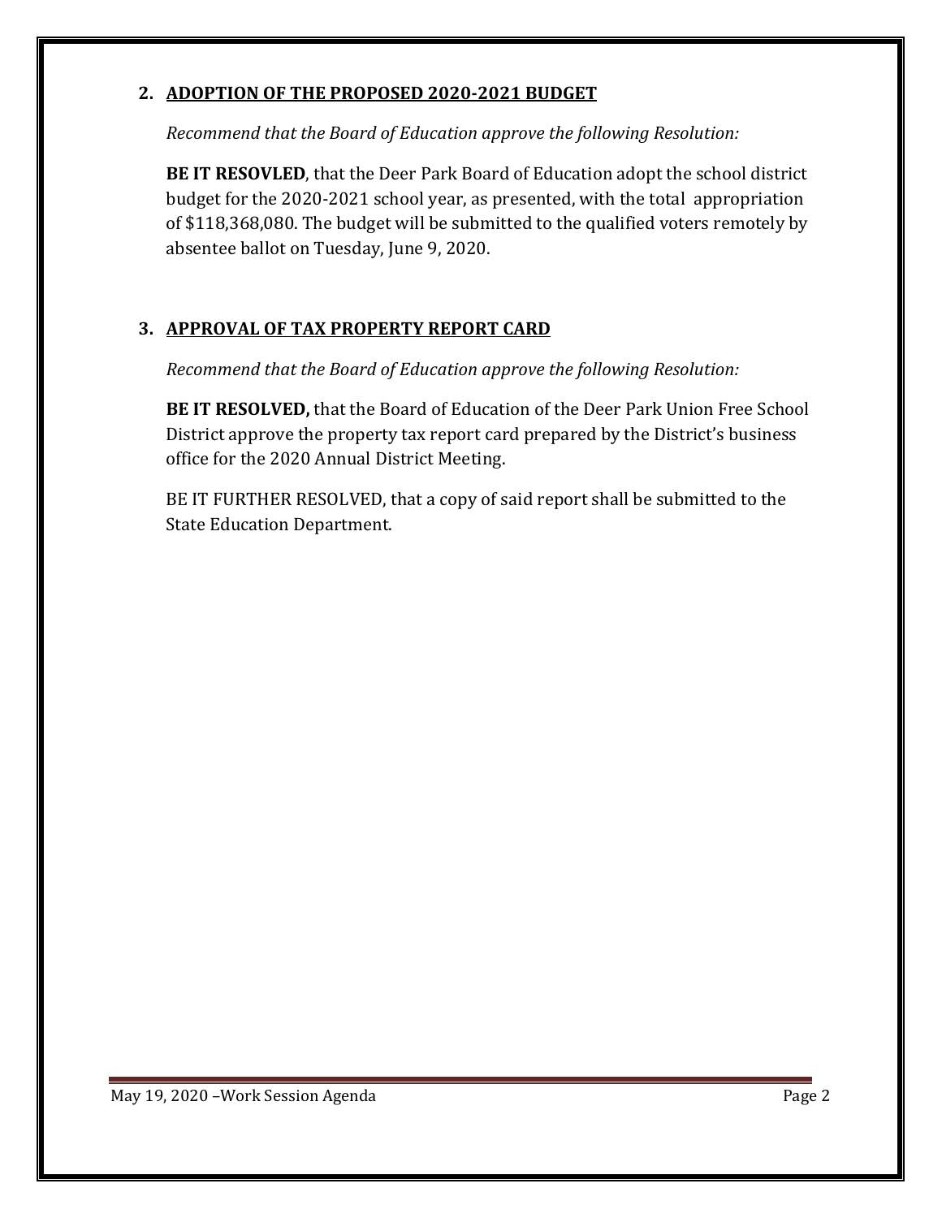2. **ADOPTION OF THE PROPOSED 2020-2021 BUDGET**

   *Recommend that the Board of Education approve the following Resolution:*

   **BE IT RESOVLED**, that the Deer Park Board of Education adopt the school district budget for the 2020-2021 school year, as presented, with the total appropriation of $118,368,080. The budget will be submitted to the qualified voters remotely by absentee ballot on Tuesday, June 9, 2020.

3. **APPROVAL OF TAX PROPERTY REPORT CARD**

   *Recommend that the Board of Education approve the following Resolution:*

   **BE IT RESOLVED,** that the Board of Education of the Deer Park Union Free School District approve the property tax report card prepared by the District's business office for the 2020 Annual District Meeting.

   BE IT FURTHER RESOLVED, that a copy of said report shall be submitted to the State Education Department.